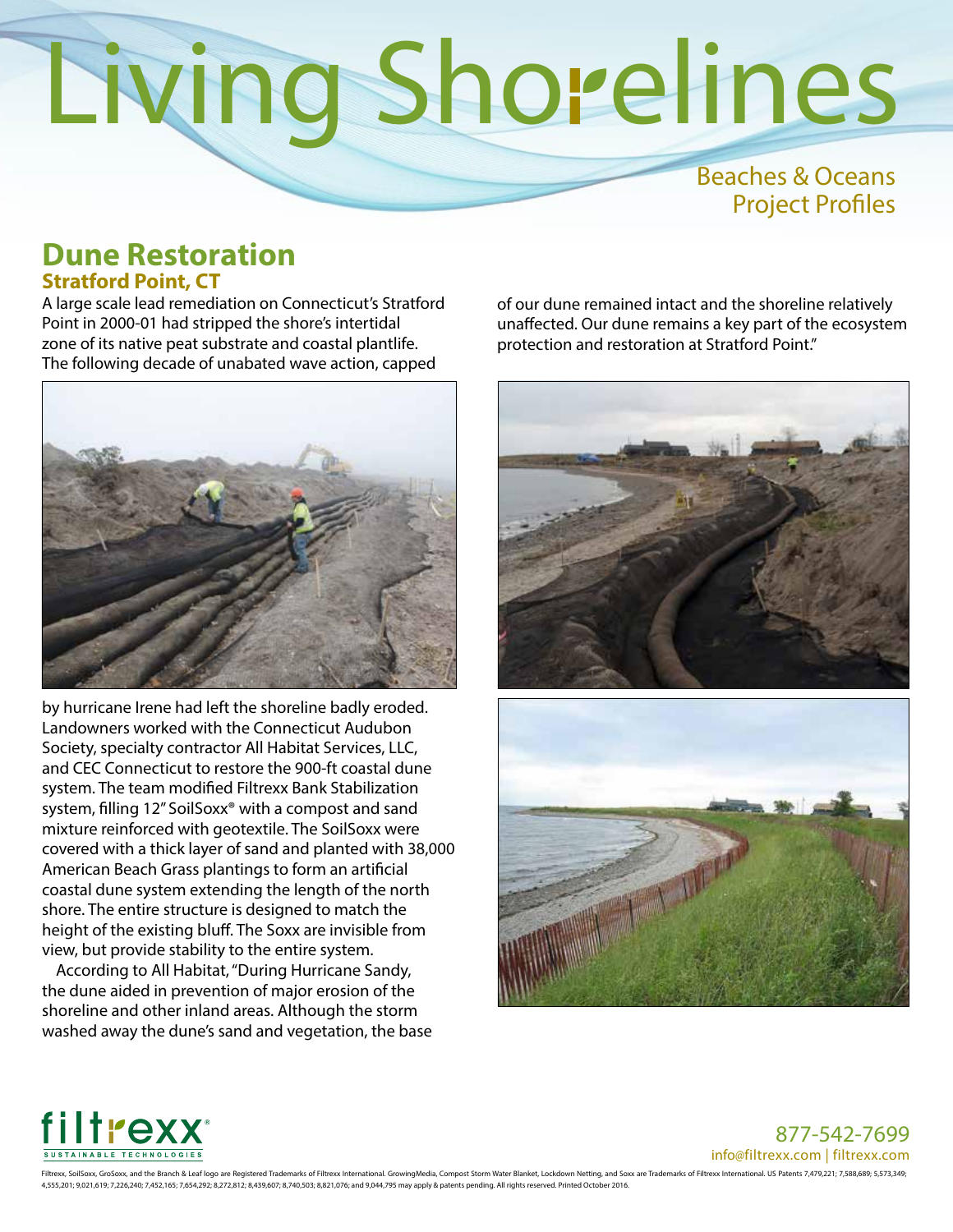# Living Shorelines

Beaches & Oceans
Project Profiles

## Dune Restoration

### Stratford Point, CT

A large scale lead remediation on Connecticut's Stratford Point in 2000-01 had stripped the shore's intertidal zone of its native peat substrate and coastal plantlife. The following decade of unabated wave action, capped by hurricane Irene had left the shoreline badly eroded. Landowners worked with the Connecticut Audubon Society, specialty contractor All Habitat Services, LLC, and CEC Connecticut to restore the 900-ft coastal dune system. The team modified Filtrexx Bank Stabilization system, filling 12" SoilSoxx® with a compost and sand mixture reinforced with geotextile. The SoilSoxx were covered with a thick layer of sand and planted with 38,000 American Beach Grass plantings to form an artificial coastal dune system extending the length of the north shore. The entire structure is designed to match the height of the existing bluff. The Soxx are invisible from view, but provide stability to the entire system.

According to All Habitat, "During Hurricane Sandy, the dune aided in prevention of major erosion of the shoreline and other inland areas. Although the storm washed away the dune's sand and vegetation, the base of our dune remained intact and the shoreline relatively unaffected. Our dune remains a key part of the ecosystem protection and restoration at Stratford Point."

filtrexx® SUSTAINABLE TECHNOLOGIES

877-542-7699
info@filtrexx.com | filtrexx.com

Filtrexx, SoilSoxx, GroSoxx, and the Branch & Leaf logo are Registered Trademarks of Filtrexx International. GrowingMedia, Compost Storm Water Blanket, Lockdown Netting, and Soxx are Trademarks of Filtrexx International. US Patents 7,479,221; 7,588,689; 5,573,349; 4,555,201; 9,021,619; 7,226,240; 7,452,165; 7,654,292; 8,272,812; 8,439,607; 8,740,503; 8,821,076; and 9,044,795 may apply & patents pending. All rights reserved. Printed October 2016.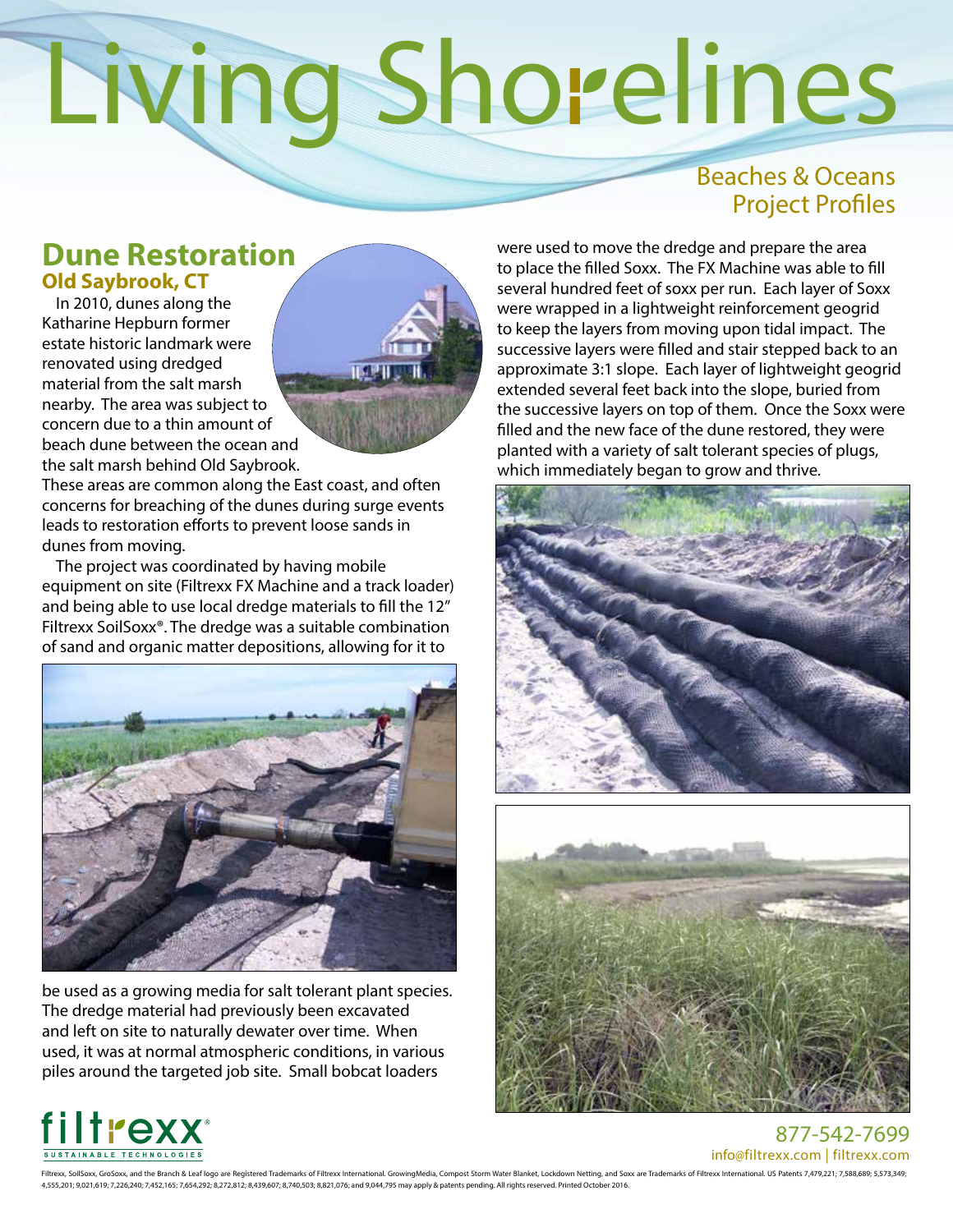# Living Shorelines

Beaches & Oceans
Project Profiles

## Dune Restoration

### Old Saybrook, CT

In 2010, dunes along the Katharine Hepburn former estate historic landmark were renovated using dredged material from the salt marsh nearby. The area was subject to concern due to a thin amount of beach dune between the ocean and the salt marsh behind Old Saybrook. These areas are common along the East coast, and often concerns for breaching of the dunes during surge events leads to restoration efforts to prevent loose sands in dunes from moving.

The project was coordinated by having mobile equipment on site (Filtrexx FX Machine and a track loader) and being able to use local dredge materials to fill the 12" Filtrexx SoilSoxx®. The dredge was a suitable combination of sand and organic matter depositions, allowing for it to be used as a growing media for salt tolerant plant species. The dredge material had previously been excavated and left on site to naturally dewater over time. When used, it was at normal atmospheric conditions, in various piles around the targeted job site. Small bobcat loaders were used to move the dredge and prepare the area to place the filled Soxx. The FX Machine was able to fill several hundred feet of soxx per run. Each layer of Soxx were wrapped in a lightweight reinforcement geogrid to keep the layers from moving upon tidal impact. The successive layers were filled and stair stepped back to an approximate 3:1 slope. Each layer of lightweight geogrid extended several feet back into the slope, buried from the successive layers on top of them. Once the Soxx were filled and the new face of the dune restored, they were planted with a variety of salt tolerant species of plugs, which immediately began to grow and thrive.

filtrexx® SUSTAINABLE TECHNOLOGIES

877-542-7699
info@filtrexx.com | filtrexx.com

Filtrexx, SoilSoxx, GroSoxx, and the Branch & Leaf logo are Registered Trademarks of Filtrexx International. GrowingMedia, Compost Storm Water Blanket, Lockdown Netting, and Soxx are Trademarks of Filtrexx International. US Patents 7,479,221; 7,588,689; 5,573,349; 4,555,201; 9,021,619; 7,226,240; 7,452,165; 7,654,292; 8,272,812; 8,439,607; 8,740,503; 8,821,076; and 9,044,795 may apply & patents pending. All rights reserved. Printed October 2016.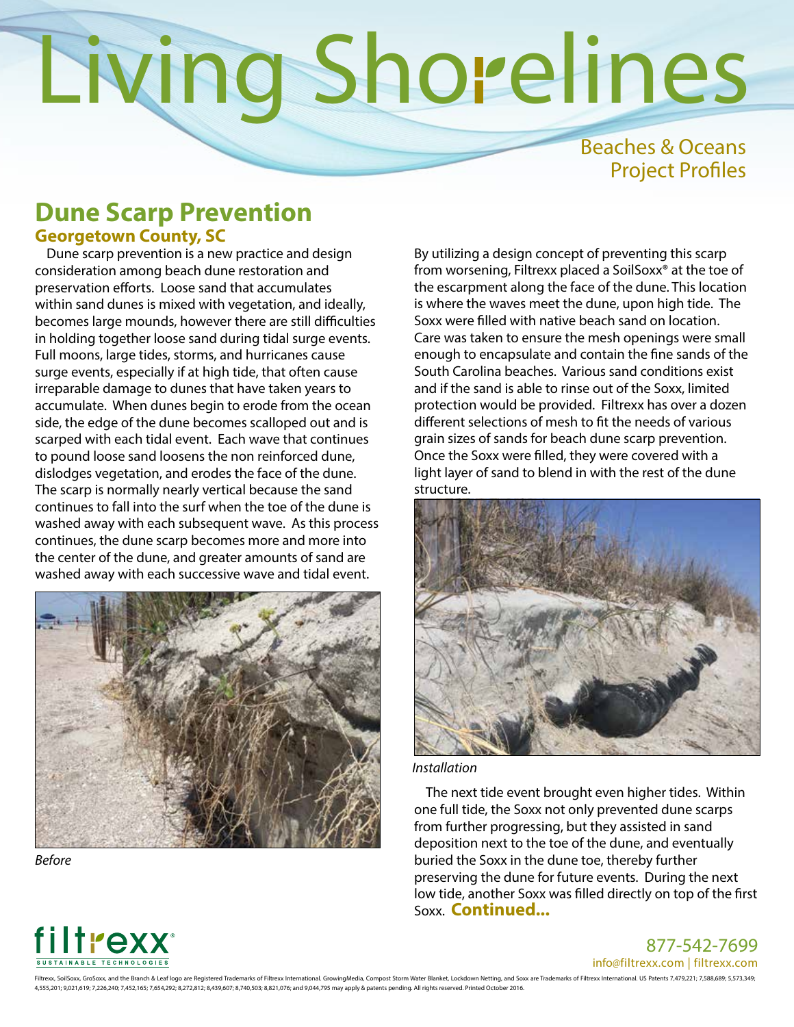# Living Shorelines

Beaches & Oceans
Project Profiles

## Dune Scarp Prevention

### Georgetown County, SC

Dune scarp prevention is a new practice and design consideration among beach dune restoration and preservation efforts. Loose sand that accumulates within sand dunes is mixed with vegetation, and ideally, becomes large mounds, however there are still difficulties in holding together loose sand during tidal surge events. Full moons, large tides, storms, and hurricanes cause surge events, especially if at high tide, that often cause irreparable damage to dunes that have taken years to accumulate. When dunes begin to erode from the ocean side, the edge of the dune becomes scalloped out and is scarped with each tidal event. Each wave that continues to pound loose sand loosens the non reinforced dune, dislodges vegetation, and erodes the face of the dune. The scarp is normally nearly vertical because the sand continues to fall into the surf when the toe of the dune is washed away with each subsequent wave. As this process continues, the dune scarp becomes more and more into the center of the dune, and greater amounts of sand are washed away with each successive wave and tidal event.

*Before*

By utilizing a design concept of preventing this scarp from worsening, Filtrexx placed a SoilSoxx® at the toe of the escarpment along the face of the dune. This location is where the waves meet the dune, upon high tide. The Soxx were filled with native beach sand on location. Care was taken to ensure the mesh openings were small enough to encapsulate and contain the fine sands of the South Carolina beaches. Various sand conditions exist and if the sand is able to rinse out of the Soxx, limited protection would be provided. Filtrexx has over a dozen different selections of mesh to fit the needs of various grain sizes of sands for beach dune scarp prevention. Once the Soxx were filled, they were covered with a light layer of sand to blend in with the rest of the dune structure.

*Installation*

The next tide event brought even higher tides. Within one full tide, the Soxx not only prevented dune scarps from further progressing, but they assisted in sand deposition next to the toe of the dune, and eventually buried the Soxx in the dune toe, thereby further preserving the dune for future events. During the next low tide, another Soxx was filled directly on top of the first Soxx. **Continued...**

filtrexx® SUSTAINABLE TECHNOLOGIES

877-542-7699
info@filtrexx.com | filtrexx.com

Filtrexx, SoilSoxx, GroSoxx, and the Branch & Leaf logo are Registered Trademarks of Filtrexx International. GrowingMedia, Compost Storm Water Blanket, Lockdown Netting, and Soxx are Trademarks of Filtrexx International. US Patents 7,479,221; 7,588,689; 5,573,349; 4,555,201; 9,021,619; 7,226,240; 7,452,165; 7,654,292; 8,272,812; 8,439,607; 8,740,503; 8,821,076; and 9,044,795 may apply & patents pending. All rights reserved. Printed October 2016.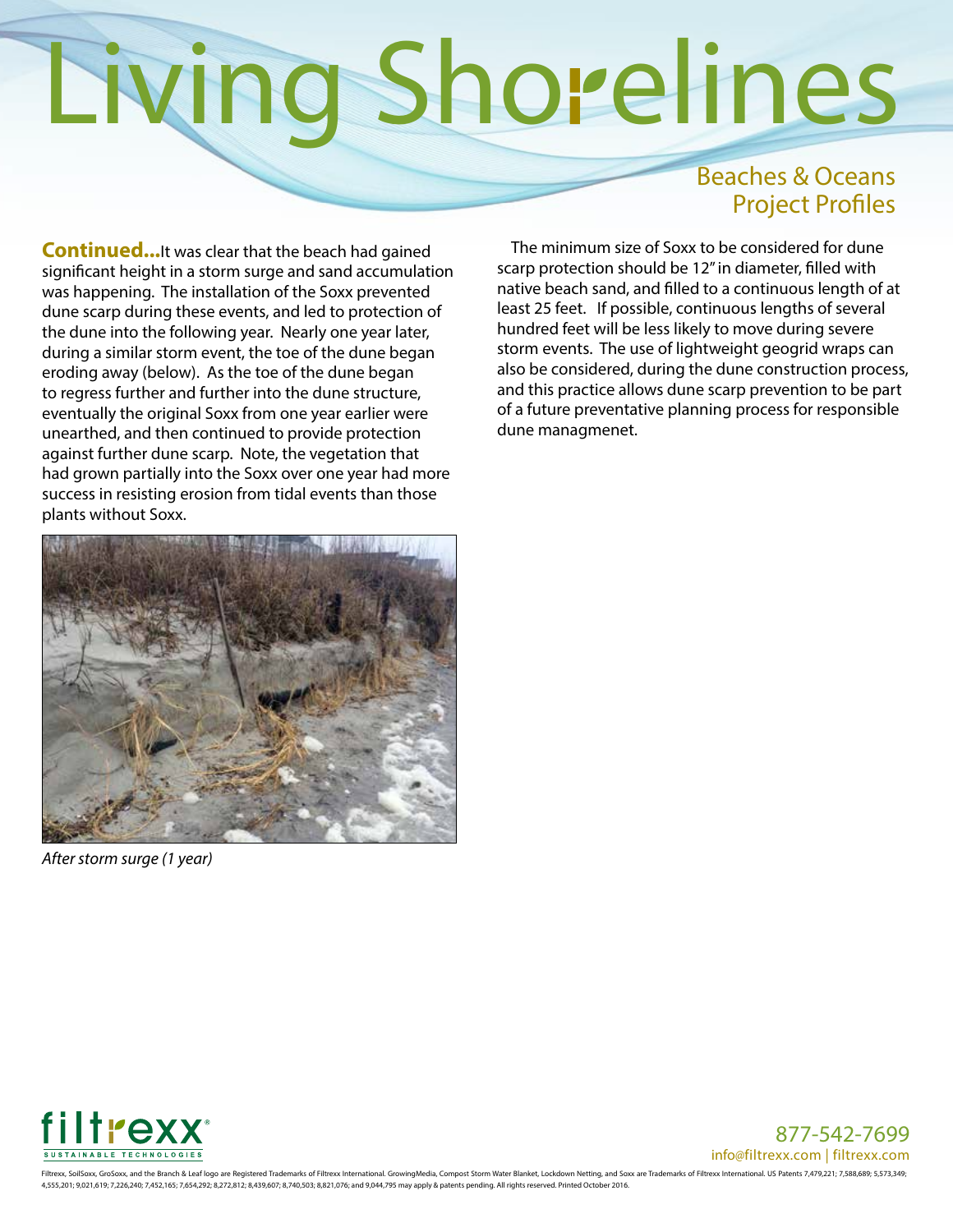# Living Shorelines

## Beaches & Oceans Project Profiles

**Continued...** It was clear that the beach had gained significant height in a storm surge and sand accumulation was happening. The installation of the Soxx prevented dune scarp during these events, and led to protection of the dune into the following year. Nearly one year later, during a similar storm event, the toe of the dune began eroding away (below). As the toe of the dune began to regress further and further into the dune structure, eventually the original Soxx from one year earlier were unearthed, and then continued to provide protection against further dune scarp. Note, the vegetation that had grown partially into the Soxx over one year had more success in resisting erosion from tidal events than those plants without Soxx.

*After storm surge (1 year)*

The minimum size of Soxx to be considered for dune scarp protection should be 12" in diameter, filled with native beach sand, and filled to a continuous length of at least 25 feet. If possible, continuous lengths of several hundred feet will be less likely to move during severe storm events. The use of lightweight geogrid wraps can also be considered, during the dune construction process, and this practice allows dune scarp prevention to be part of a future preventative planning process for responsible dune managmenet.

filtrexx SUSTAINABLE TECHNOLOGIES

877-542-7699
info@filtrexx.com | filtrexx.com

Filtrexx, SoilSoxx, GroSoxx, and the Branch & Leaf logo are Registered Trademarks of Filtrexx International. GrowingMedia, Compost Storm Water Blanket, Lockdown Netting, and Soxx are Trademarks of Filtrexx International. US Patents 7,479,221; 7,588,689; 5,573,349; 4,555,201; 9,021,619; 7,226,240; 7,452,165; 7,654,292; 8,272,812; 8,439,607; 8,740,503; 8,821,076; and 9,044,795 may apply & patents pending. All rights reserved. Printed October 2016.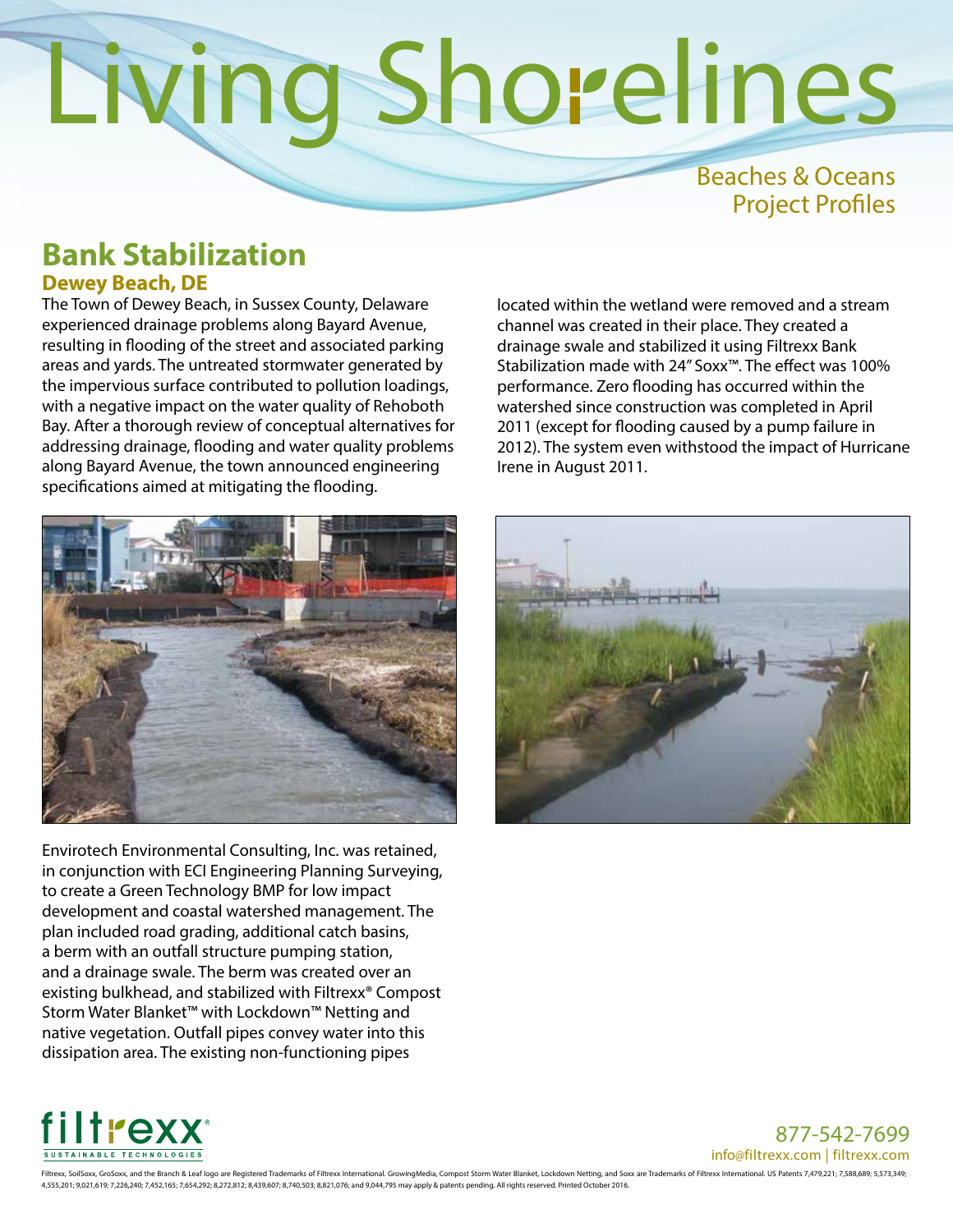# Living Shorelines

Beaches & Oceans
Project Profiles

## Bank Stabilization

### Dewey Beach, DE

The Town of Dewey Beach, in Sussex County, Delaware experienced drainage problems along Bayard Avenue, resulting in flooding of the street and associated parking areas and yards. The untreated stormwater generated by the impervious surface contributed to pollution loadings, with a negative impact on the water quality of Rehoboth Bay. After a thorough review of conceptual alternatives for addressing drainage, flooding and water quality problems along Bayard Avenue, the town announced engineering specifications aimed at mitigating the flooding.

Envirotech Environmental Consulting, Inc. was retained, in conjunction with ECI Engineering Planning Surveying, to create a Green Technology BMP for low impact development and coastal watershed management. The plan included road grading, additional catch basins, a berm with an outfall structure pumping station, and a drainage swale. The berm was created over an existing bulkhead, and stabilized with Filtrexx® Compost Storm Water Blanket™ with Lockdown™ Netting and native vegetation. Outfall pipes convey water into this dissipation area. The existing non-functioning pipes located within the wetland were removed and a stream channel was created in their place. They created a drainage swale and stabilized it using Filtrexx Bank Stabilization made with 24" Soxx™. The effect was 100% performance. Zero flooding has occurred within the watershed since construction was completed in April 2011 (except for flooding caused by a pump failure in 2012). The system even withstood the impact of Hurricane Irene in August 2011.

filtrexx®
SUSTAINABLE TECHNOLOGIES

877-542-7699
info@filtrexx.com | filtrexx.com

Filtrexx, SoilSoxx, GroSoxx, and the Branch & Leaf logo are Registered Trademarks of Filtrexx International. GrowingMedia, Compost Storm Water Blanket, Lockdown Netting, and Soxx are Trademarks of Filtrexx International. US Patents 7,479,221; 7,588,689; 5,573,349; 4,555,201; 9,021,619; 7,226,240; 7,452,165; 7,654,292; 8,272,812; 8,439,607; 8,740,503; 8,821,076; and 9,044,795 may apply & patents pending. All rights reserved. Printed October 2016.